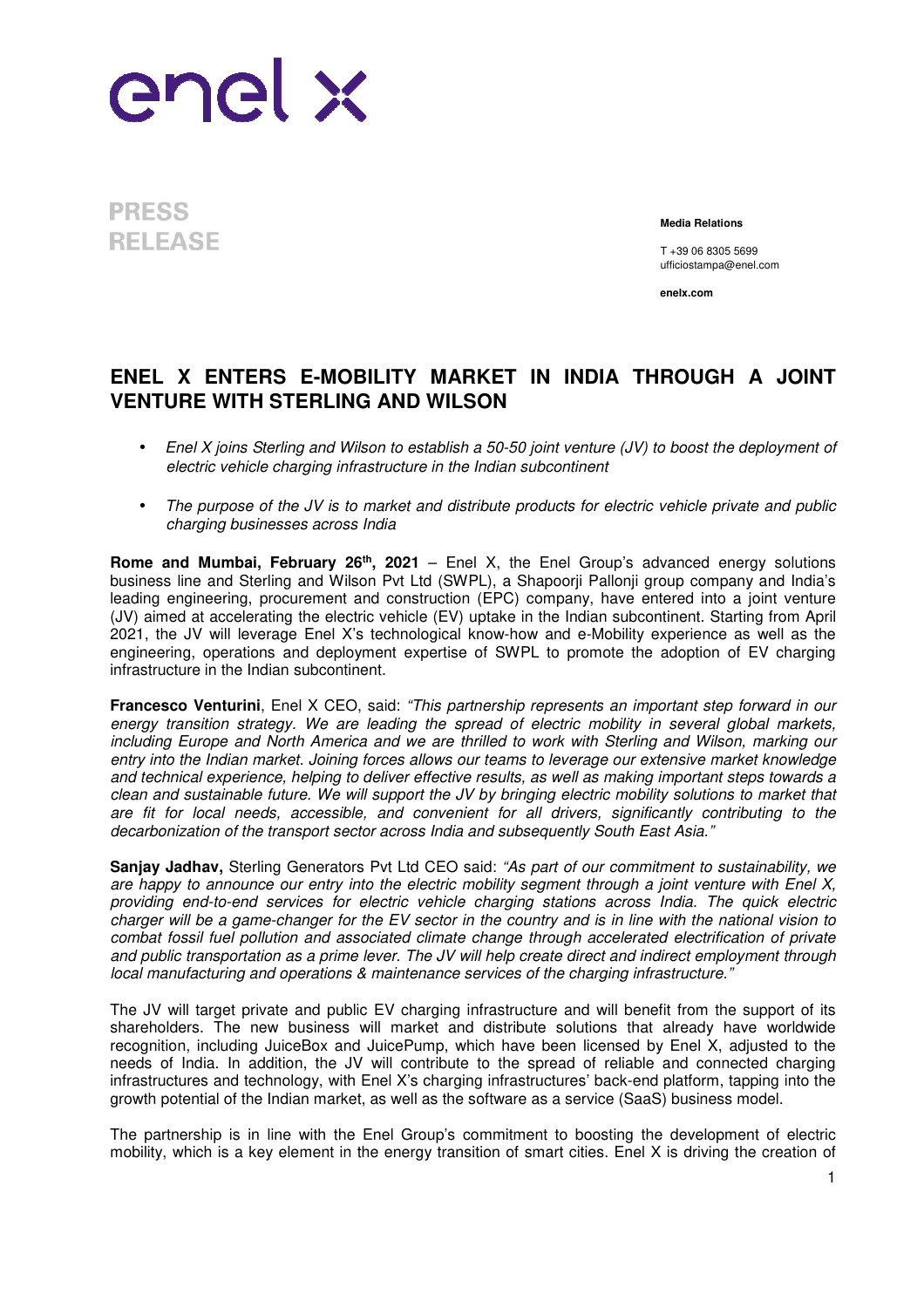enel x

**PRESS RELEASE**

**Media Relations**

T +39 06 8305 5699
ufficiostampa@enel.com

**enelx.com**

# ENEL X ENTERS E-MOBILITY MARKET IN INDIA THROUGH A JOINT VENTURE WITH STERLING AND WILSON

- *Enel X joins Sterling and Wilson to establish a 50-50 joint venture (JV) to boost the deployment of electric vehicle charging infrastructure in the Indian subcontinent*
- *The purpose of the JV is to market and distribute products for electric vehicle private and public charging businesses across India*

**Rome and Mumbai, February 26th, 2021** – Enel X, the Enel Group's advanced energy solutions business line and Sterling and Wilson Pvt Ltd (SWPL), a Shapoorji Pallonji group company and India's leading engineering, procurement and construction (EPC) company, have entered into a joint venture (JV) aimed at accelerating the electric vehicle (EV) uptake in the Indian subcontinent. Starting from April 2021, the JV will leverage Enel X's technological know-how and e-Mobility experience as well as the engineering, operations and deployment expertise of SWPL to promote the adoption of EV charging infrastructure in the Indian subcontinent.

**Francesco Venturini**, Enel X CEO, said: *"This partnership represents an important step forward in our energy transition strategy. We are leading the spread of electric mobility in several global markets, including Europe and North America and we are thrilled to work with Sterling and Wilson, marking our entry into the Indian market. Joining forces allows our teams to leverage our extensive market knowledge and technical experience, helping to deliver effective results, as well as making important steps towards a clean and sustainable future. We will support the JV by bringing electric mobility solutions to market that are fit for local needs, accessible, and convenient for all drivers, significantly contributing to the decarbonization of the transport sector across India and subsequently South East Asia."*

**Sanjay Jadhav,** Sterling Generators Pvt Ltd CEO said: *"As part of our commitment to sustainability, we are happy to announce our entry into the electric mobility segment through a joint venture with Enel X, providing end-to-end services for electric vehicle charging stations across India. The quick electric charger will be a game-changer for the EV sector in the country and is in line with the national vision to combat fossil fuel pollution and associated climate change through accelerated electrification of private and public transportation as a prime lever. The JV will help create direct and indirect employment through local manufacturing and operations & maintenance services of the charging infrastructure."*

The JV will target private and public EV charging infrastructure and will benefit from the support of its shareholders. The new business will market and distribute solutions that already have worldwide recognition, including JuiceBox and JuicePump, which have been licensed by Enel X, adjusted to the needs of India. In addition, the JV will contribute to the spread of reliable and connected charging infrastructures and technology, with Enel X's charging infrastructures' back-end platform, tapping into the growth potential of the Indian market, as well as the software as a service (SaaS) business model.

The partnership is in line with the Enel Group's commitment to boosting the development of electric mobility, which is a key element in the energy transition of smart cities. Enel X is driving the creation of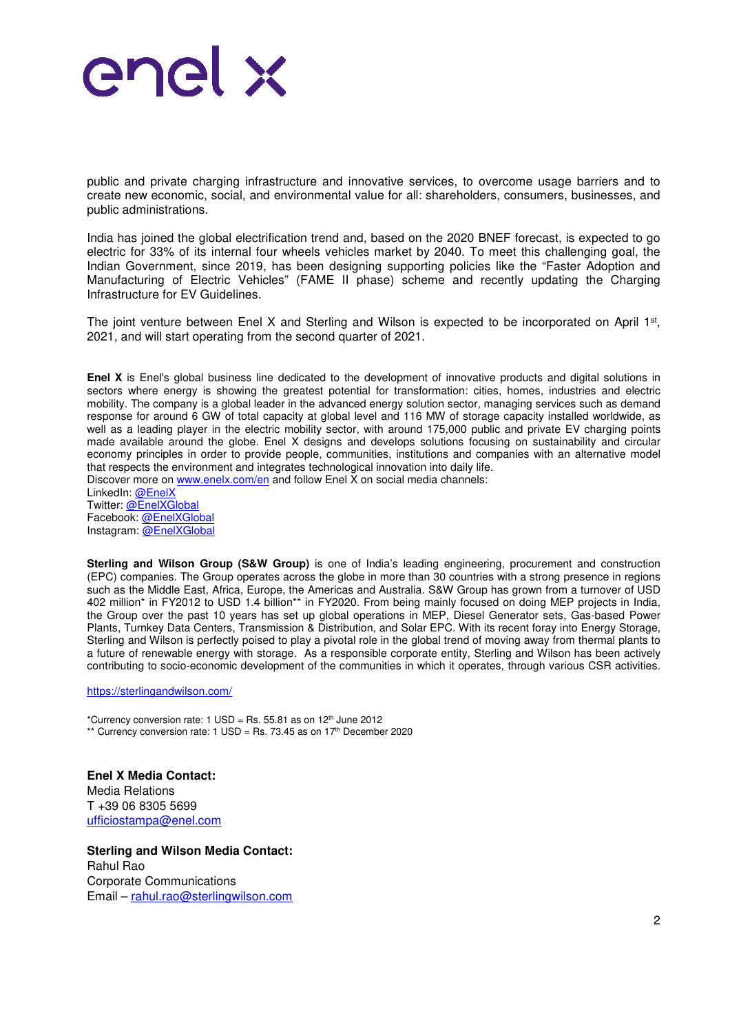public and private charging infrastructure and innovative services, to overcome usage barriers and to create new economic, social, and environmental value for all: shareholders, consumers, businesses, and public administrations.

India has joined the global electrification trend and, based on the 2020 BNEF forecast, is expected to go electric for 33% of its internal four wheels vehicles market by 2040. To meet this challenging goal, the Indian Government, since 2019, has been designing supporting policies like the "Faster Adoption and Manufacturing of Electric Vehicles" (FAME II phase) scheme and recently updating the Charging Infrastructure for EV Guidelines.

The joint venture between Enel X and Sterling and Wilson is expected to be incorporated on April 1st, 2021, and will start operating from the second quarter of 2021.

**Enel X** is Enel's global business line dedicated to the development of innovative products and digital solutions in sectors where energy is showing the greatest potential for transformation: cities, homes, industries and electric mobility. The company is a global leader in the advanced energy solution sector, managing services such as demand response for around 6 GW of total capacity at global level and 116 MW of storage capacity installed worldwide, as well as a leading player in the electric mobility sector, with around 175,000 public and private EV charging points made available around the globe. Enel X designs and develops solutions focusing on sustainability and circular economy principles in order to provide people, communities, institutions and companies with an alternative model that respects the environment and integrates technological innovation into daily life.
Discover more on www.enelx.com/en and follow Enel X on social media channels:
LinkedIn: @EnelX
Twitter: @EnelXGlobal
Facebook: @EnelXGlobal
Instagram: @EnelXGlobal

**Sterling and Wilson Group (S&W Group)** is one of India's leading engineering, procurement and construction (EPC) companies. The Group operates across the globe in more than 30 countries with a strong presence in regions such as the Middle East, Africa, Europe, the Americas and Australia. S&W Group has grown from a turnover of USD 402 million* in FY2012 to USD 1.4 billion** in FY2020. From being mainly focused on doing MEP projects in India, the Group over the past 10 years has set up global operations in MEP, Diesel Generator sets, Gas-based Power Plants, Turnkey Data Centers, Transmission & Distribution, and Solar EPC. With its recent foray into Energy Storage, Sterling and Wilson is perfectly poised to play a pivotal role in the global trend of moving away from thermal plants to a future of renewable energy with storage. As a responsible corporate entity, Sterling and Wilson has been actively contributing to socio-economic development of the communities in which it operates, through various CSR activities.

https://sterlingandwilson.com/

*Currency conversion rate: 1 USD = Rs. 55.81 as on 12th June 2012
** Currency conversion rate: 1 USD = Rs. 73.45 as on 17th December 2020

**Enel X Media Contact:**
Media Relations
T +39 06 8305 5699
ufficiostampa@enel.com

**Sterling and Wilson Media Contact:**
Rahul Rao
Corporate Communications
Email – rahul.rao@sterlingwilson.com